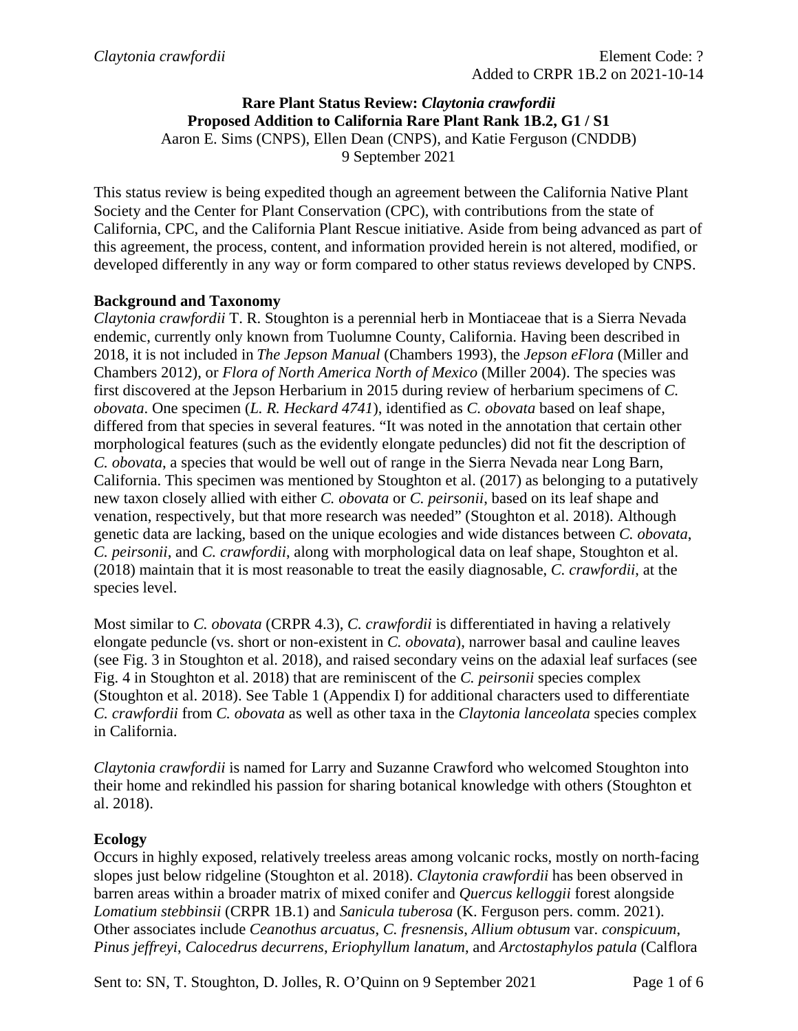*Claytonia crawfordii* Element Code: ?
Added to CRPR 1B.2 on 2021-10-14

**Rare Plant Status Review: *Claytonia crawfordii***
**Proposed Addition to California Rare Plant Rank 1B.2, G1 / S1**
Aaron E. Sims (CNPS), Ellen Dean (CNPS), and Katie Ferguson (CNDDB)
9 September 2021

This status review is being expedited though an agreement between the California Native Plant Society and the Center for Plant Conservation (CPC), with contributions from the state of California, CPC, and the California Plant Rescue initiative. Aside from being advanced as part of this agreement, the process, content, and information provided herein is not altered, modified, or developed differently in any way or form compared to other status reviews developed by CNPS.

**Background and Taxonomy**

*Claytonia crawfordii* T. R. Stoughton is a perennial herb in Montiaceae that is a Sierra Nevada endemic, currently only known from Tuolumne County, California. Having been described in 2018, it is not included in *The Jepson Manual* (Chambers 1993), the *Jepson eFlora* (Miller and Chambers 2012), or *Flora of North America North of Mexico* (Miller 2004). The species was first discovered at the Jepson Herbarium in 2015 during review of herbarium specimens of *C. obovata*. One specimen (*L. R. Heckard 4741*), identified as *C. obovata* based on leaf shape, differed from that species in several features. "It was noted in the annotation that certain other morphological features (such as the evidently elongate peduncles) did not fit the description of *C. obovata*, a species that would be well out of range in the Sierra Nevada near Long Barn, California. This specimen was mentioned by Stoughton et al. (2017) as belonging to a putatively new taxon closely allied with either *C. obovata* or *C. peirsonii*, based on its leaf shape and venation, respectively, but that more research was needed" (Stoughton et al. 2018). Although genetic data are lacking, based on the unique ecologies and wide distances between *C. obovata*, *C. peirsonii*, and *C. crawfordii*, along with morphological data on leaf shape, Stoughton et al. (2018) maintain that it is most reasonable to treat the easily diagnosable, *C. crawfordii*, at the species level.

Most similar to *C. obovata* (CRPR 4.3), *C. crawfordii* is differentiated in having a relatively elongate peduncle (vs. short or non-existent in *C. obovata*), narrower basal and cauline leaves (see Fig. 3 in Stoughton et al. 2018), and raised secondary veins on the adaxial leaf surfaces (see Fig. 4 in Stoughton et al. 2018) that are reminiscent of the *C. peirsonii* species complex (Stoughton et al. 2018). See Table 1 (Appendix I) for additional characters used to differentiate *C. crawfordii* from *C. obovata* as well as other taxa in the *Claytonia lanceolata* species complex in California.

*Claytonia crawfordii* is named for Larry and Suzanne Crawford who welcomed Stoughton into their home and rekindled his passion for sharing botanical knowledge with others (Stoughton et al. 2018).

**Ecology**

Occurs in highly exposed, relatively treeless areas among volcanic rocks, mostly on north-facing slopes just below ridgeline (Stoughton et al. 2018). *Claytonia crawfordii* has been observed in barren areas within a broader matrix of mixed conifer and *Quercus kelloggii* forest alongside *Lomatium stebbinsii* (CRPR 1B.1) and *Sanicula tuberosa* (K. Ferguson pers. comm. 2021). Other associates include *Ceanothus arcuatus*, *C. fresnensis*, *Allium obtusum* var. *conspicuum*, *Pinus jeffreyi*, *Calocedrus decurrens*, *Eriophyllum lanatum*, and *Arctostaphylos patula* (Calflora

Sent to: SN, T. Stoughton, D. Jolles, R. O'Quinn on 9 September 2021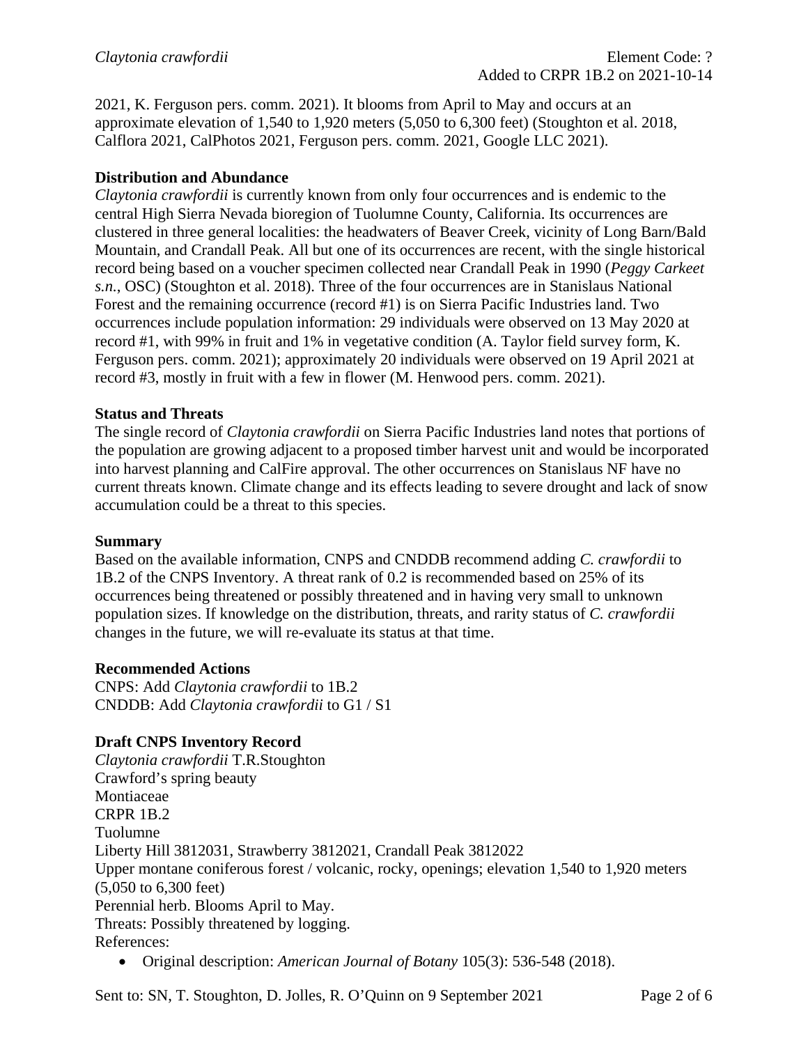2021, K. Ferguson pers. comm. 2021). It blooms from April to May and occurs at an approximate elevation of 1,540 to 1,920 meters (5,050 to 6,300 feet) (Stoughton et al. 2018, Calflora 2021, CalPhotos 2021, Ferguson pers. comm. 2021, Google LLC 2021).

**Distribution and Abundance**

*Claytonia crawfordii* is currently known from only four occurrences and is endemic to the central High Sierra Nevada bioregion of Tuolumne County, California. Its occurrences are clustered in three general localities: the headwaters of Beaver Creek, vicinity of Long Barn/Bald Mountain, and Crandall Peak. All but one of its occurrences are recent, with the single historical record being based on a voucher specimen collected near Crandall Peak in 1990 (*Peggy Carkeet s.n.*, OSC) (Stoughton et al. 2018). Three of the four occurrences are in Stanislaus National Forest and the remaining occurrence (record #1) is on Sierra Pacific Industries land. Two occurrences include population information: 29 individuals were observed on 13 May 2020 at record #1, with 99% in fruit and 1% in vegetative condition (A. Taylor field survey form, K. Ferguson pers. comm. 2021); approximately 20 individuals were observed on 19 April 2021 at record #3, mostly in fruit with a few in flower (M. Henwood pers. comm. 2021).

**Status and Threats**

The single record of *Claytonia crawfordii* on Sierra Pacific Industries land notes that portions of the population are growing adjacent to a proposed timber harvest unit and would be incorporated into harvest planning and CalFire approval. The other occurrences on Stanislaus NF have no current threats known. Climate change and its effects leading to severe drought and lack of snow accumulation could be a threat to this species.

**Summary**

Based on the available information, CNPS and CNDDB recommend adding *C. crawfordii* to 1B.2 of the CNPS Inventory. A threat rank of 0.2 is recommended based on 25% of its occurrences being threatened or possibly threatened and in having very small to unknown population sizes. If knowledge on the distribution, threats, and rarity status of *C. crawfordii* changes in the future, we will re-evaluate its status at that time.

**Recommended Actions**

CNPS: Add *Claytonia crawfordii* to 1B.2
CNDDB: Add *Claytonia crawfordii* to G1 / S1

**Draft CNPS Inventory Record**

*Claytonia crawfordii* T.R.Stoughton
Crawford's spring beauty
Montiaceae
CRPR 1B.2
Tuolumne
Liberty Hill 3812031, Strawberry 3812021, Crandall Peak 3812022
Upper montane coniferous forest / volcanic, rocky, openings; elevation 1,540 to 1,920 meters (5,050 to 6,300 feet)
Perennial herb. Blooms April to May.
Threats: Possibly threatened by logging.
References:

- Original description: *American Journal of Botany* 105(3): 536-548 (2018).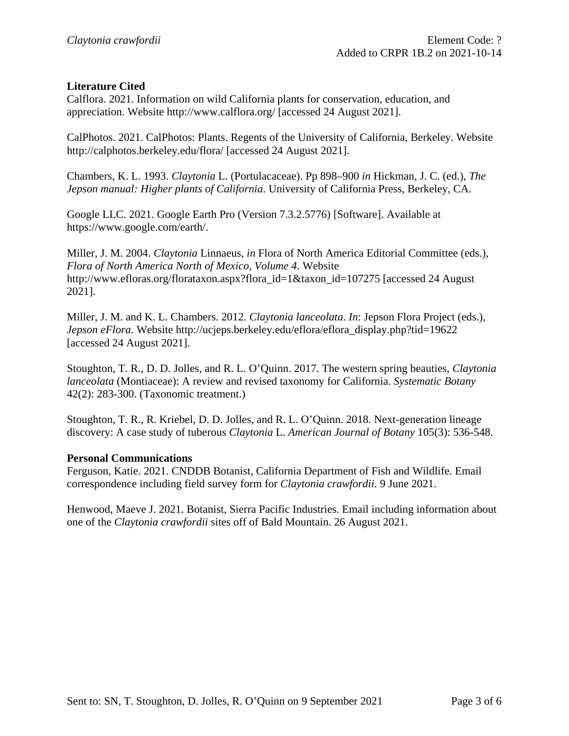**Literature Cited**

Calflora. 2021. Information on wild California plants for conservation, education, and appreciation. Website http://www.calflora.org/ [accessed 24 August 2021].

CalPhotos. 2021. CalPhotos: Plants. Regents of the University of California, Berkeley. Website http://calphotos.berkeley.edu/flora/ [accessed 24 August 2021].

Chambers, K. L. 1993. *Claytonia* L. (Portulacaceae). Pp 898–900 *in* Hickman, J. C. (ed.), *The Jepson manual: Higher plants of California*. University of California Press, Berkeley, CA.

Google LLC. 2021. Google Earth Pro (Version 7.3.2.5776) [Software]. Available at https://www.google.com/earth/.

Miller, J. M. 2004. *Claytonia* Linnaeus, *in* Flora of North America Editorial Committee (eds.), *Flora of North America North of Mexico, Volume 4*. Website http://www.efloras.org/florataxon.aspx?flora_id=1&taxon_id=107275 [accessed 24 August 2021].

Miller, J. M. and K. L. Chambers. 2012. *Claytonia lanceolata*. *In*: Jepson Flora Project (eds.), *Jepson eFlora.* Website http://ucjeps.berkeley.edu/eflora/eflora_display.php?tid=19622 [accessed 24 August 2021].

Stoughton, T. R., D. D. Jolles, and R. L. O'Quinn. 2017. The western spring beauties, *Claytonia lanceolata* (Montiaceae): A review and revised taxonomy for California. *Systematic Botany* 42(2): 283-300. (Taxonomic treatment.)

Stoughton, T. R., R. Kriebel, D. D. Jolles, and R. L. O'Quinn. 2018. Next-generation lineage discovery: A case study of tuberous *Claytonia* L. *American Journal of Botany* 105(3): 536-548.

**Personal Communications**

Ferguson, Katie. 2021. CNDDB Botanist, California Department of Fish and Wildlife. Email correspondence including field survey form for *Claytonia crawfordii*. 9 June 2021.

Henwood, Maeve J. 2021. Botanist, Sierra Pacific Industries. Email including information about one of the *Claytonia crawfordii* sites off of Bald Mountain. 26 August 2021.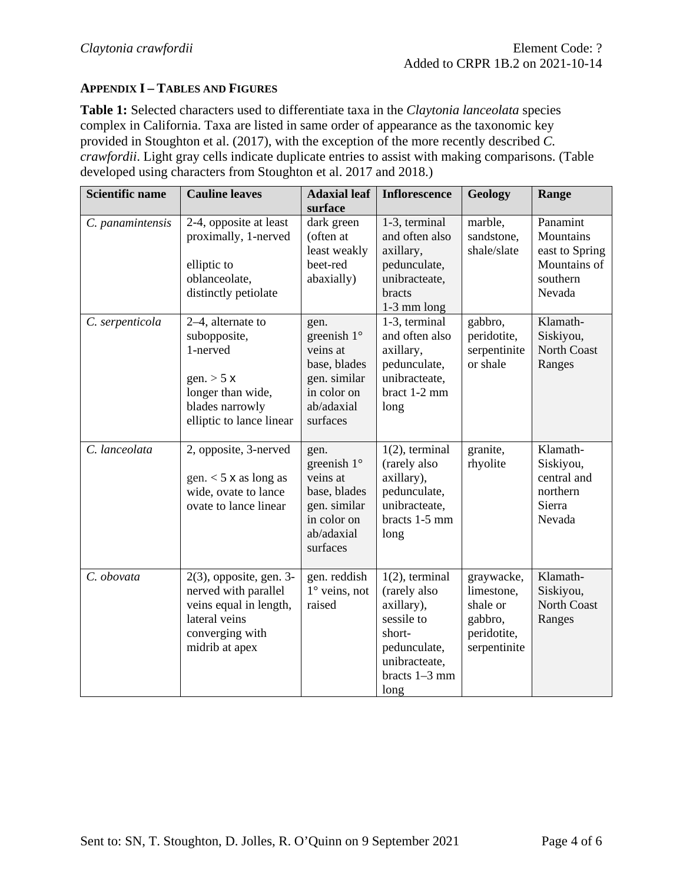## APPENDIX I – TABLES AND FIGURES

**Table 1:** Selected characters used to differentiate taxa in the *Claytonia lanceolata* species complex in California. Taxa are listed in same order of appearance as the taxonomic key provided in Stoughton et al. (2017), with the exception of the more recently described *C. crawfordii*. Light gray cells indicate duplicate entries to assist with making comparisons. (Table developed using characters from Stoughton et al. 2017 and 2018.)

| Scientific name | Cauline leaves | Adaxial leaf surface | Inflorescence | Geology | Range |
|---|---|---|---|---|---|
| *C. panamintensis* | 2-4, opposite at least proximally, 1-nerved<br><br>elliptic to oblanceolate, distinctly petiolate | dark green (often at least weakly beet-red abaxially) | 1-3, terminal and often also axillary, pedunculate, unibracteate, bracts 1-3 mm long | marble, sandstone, shale/slate | Panamint Mountains east to Spring Mountains of southern Nevada |
| *C. serpenticola* | 2–4, alternate to subopposite, 1-nerved<br><br>gen. > 5 x longer than wide, blades narrowly elliptic to lance linear | gen. greenish 1° veins at base, blades gen. similar in color on ab/adaxial surfaces | 1-3, terminal and often also axillary, pedunculate, unibracteate, bract 1-2 mm long | gabbro, peridotite, serpentinite or shale | Klamath-Siskiyou, North Coast Ranges |
| *C. lanceolata* | 2, opposite, 3-nerved<br><br>gen. < 5 x as long as wide, ovate to lance ovate to lance linear | gen. greenish 1° veins at base, blades gen. similar in color on ab/adaxial surfaces | 1(2), terminal (rarely also axillary), pedunculate, unibracteate, bracts 1-5 mm long | granite, rhyolite | Klamath-Siskiyou, central and northern Sierra Nevada |
| *C. obovata* | 2(3), opposite, gen. 3-nerved with parallel veins equal in length, lateral veins converging with midrib at apex | gen. reddish 1° veins, not raised | 1(2), terminal (rarely also axillary), sessile to short-pedunculate, unibracteate, bracts 1–3 mm long | graywacke, limestone, shale or gabbro, peridotite, serpentinite | Klamath-Siskiyou, North Coast Ranges |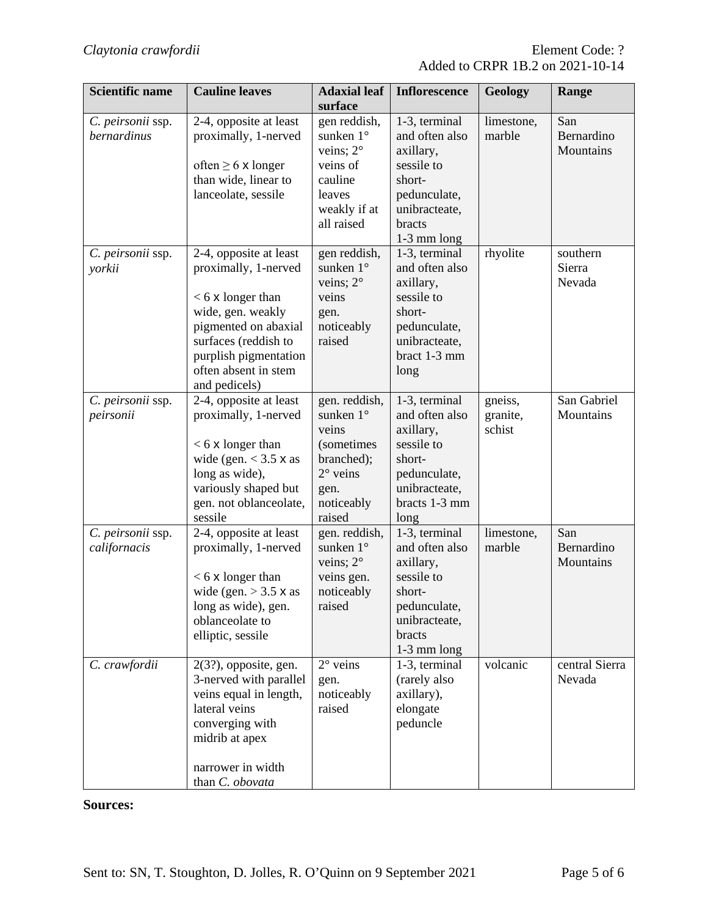| Scientific name | Cauline leaves | Adaxial leaf surface | Inflorescence | Geology | Range |
|---|---|---|---|---|---|
| *C. peirsonii* ssp. *bernardinus* | 2-4, opposite at least proximally, 1-nerved<br><br>often ≥ 6 x longer than wide, linear to lanceolate, sessile | gen reddish, sunken 1° veins; 2° veins of cauline leaves weakly if at all raised | 1-3, terminal and often also axillary, sessile to short-pedunculate, unibracteate, bracts 1-3 mm long | limestone, marble | San Bernardino Mountains |
| *C. peirsonii* ssp. *yorkii* | 2-4, opposite at least proximally, 1-nerved<br><br>< 6 x longer than wide, gen. weakly pigmented on abaxial surfaces (reddish to purplish pigmentation often absent in stem and pedicels) | gen reddish, sunken 1° veins; 2° veins gen. noticeably raised | 1-3, terminal and often also axillary, sessile to short-pedunculate, unibracteate, bract 1-3 mm long | rhyolite | southern Sierra Nevada |
| *C. peirsonii* ssp. *peirsonii* | 2-4, opposite at least proximally, 1-nerved<br><br>< 6 x longer than wide (gen. < 3.5 x as long as wide), variously shaped but gen. not oblanceolate, sessile | gen. reddish, sunken 1° veins (sometimes branched); 2° veins gen. noticeably raised | 1-3, terminal and often also axillary, sessile to short-pedunculate, unibracteate, bracts 1-3 mm long | gneiss, granite, schist | San Gabriel Mountains |
| *C. peirsonii* ssp. *californacis* | 2-4, opposite at least proximally, 1-nerved<br><br>< 6 x longer than wide (gen. > 3.5 x as long as wide), gen. oblanceolate to elliptic, sessile | gen. reddish, sunken 1° veins; 2° veins gen. noticeably raised | 1-3, terminal and often also axillary, sessile to short-pedunculate, unibracteate, bracts 1-3 mm long | limestone, marble | San Bernardino Mountains |
| *C. crawfordii* | 2(3?), opposite, gen. 3-nerved with parallel veins equal in length, lateral veins converging with midrib at apex<br><br>narrower in width than *C. obovata* | 2° veins gen. noticeably raised | 1-3, terminal (rarely also axillary), elongate peduncle | volcanic | central Sierra Nevada |

**Sources:**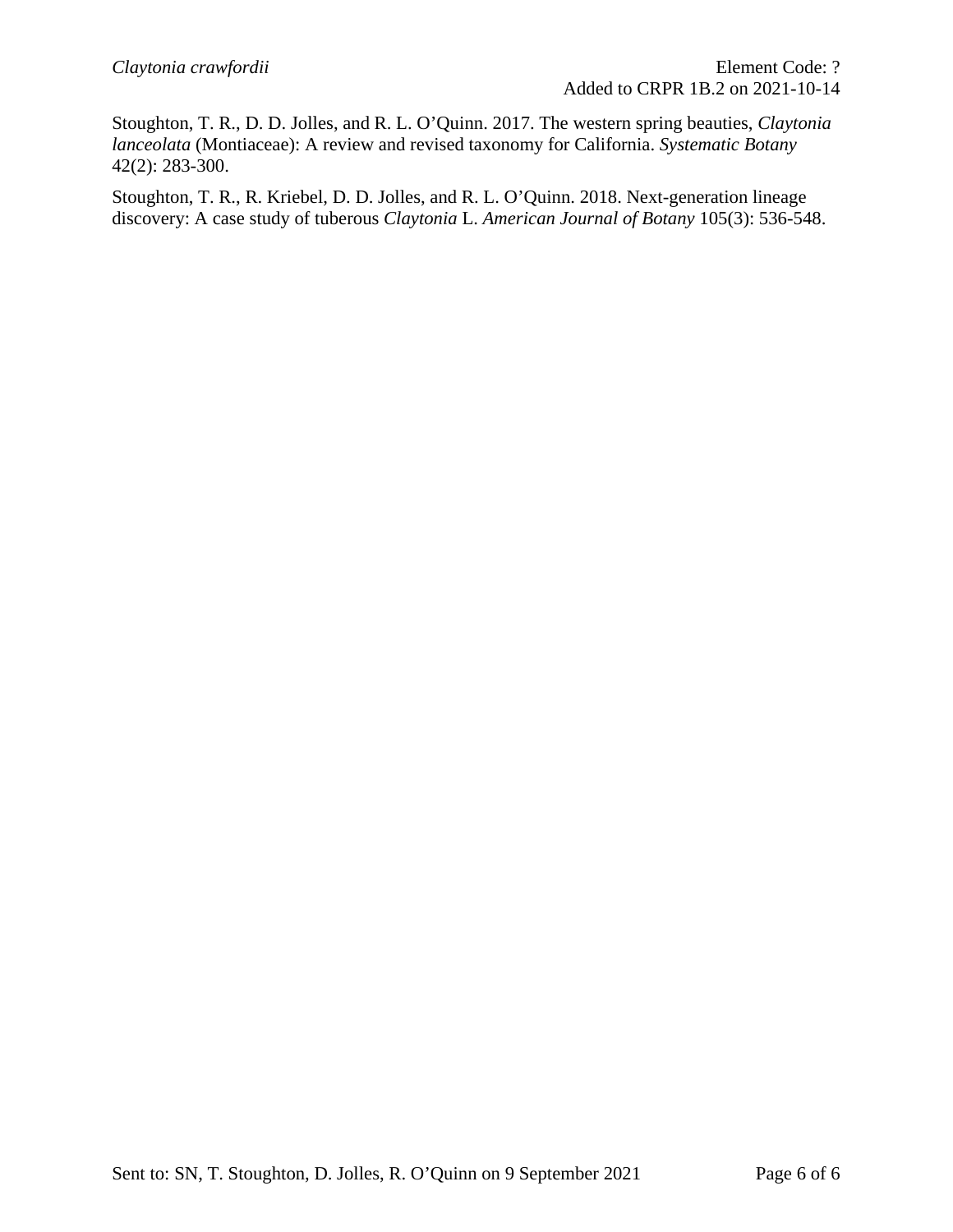Stoughton, T. R., D. D. Jolles, and R. L. O'Quinn. 2017. The western spring beauties, *Claytonia lanceolata* (Montiaceae): A review and revised taxonomy for California. *Systematic Botany* 42(2): 283-300.

Stoughton, T. R., R. Kriebel, D. D. Jolles, and R. L. O'Quinn. 2018. Next-generation lineage discovery: A case study of tuberous *Claytonia* L. *American Journal of Botany* 105(3): 536-548.